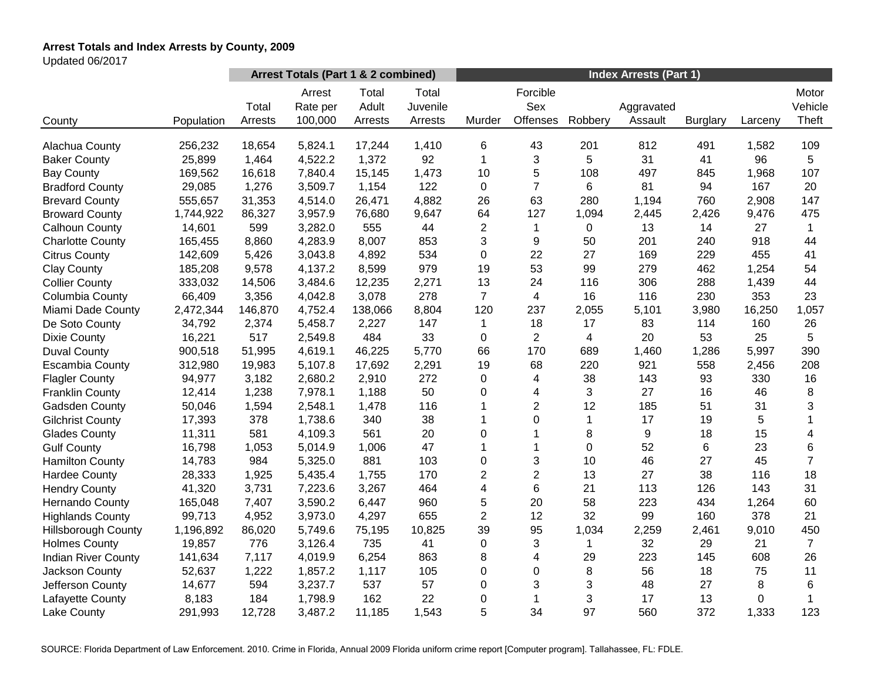**Arrest Totals and Index Arrests by County, 2009**
Updated 06/2017

| | | Arrest Totals (Part 1 & 2 combined) | | | | Index Arrests (Part 1) | | | | | | |
|---|---|---|---|---|---|---|---|---|---|---|---|---|
| County | Population | Total Arrests | Arrest Rate per 100,000 | Total Adult Arrests | Total Juvenile Arrests | Murder | Forcible Sex Offenses | Robbery | Aggravated Assault | Burglary | Larceny | Motor Vehicle Theft |
| Alachua County | 256,232 | 18,654 | 5,824.1 | 17,244 | 1,410 | 6 | 43 | 201 | 812 | 491 | 1,582 | 109 |
| Baker County | 25,899 | 1,464 | 4,522.2 | 1,372 | 92 | 1 | 3 | 5 | 31 | 41 | 96 | 5 |
| Bay County | 169,562 | 16,618 | 7,840.4 | 15,145 | 1,473 | 10 | 5 | 108 | 497 | 845 | 1,968 | 107 |
| Bradford County | 29,085 | 1,276 | 3,509.7 | 1,154 | 122 | 0 | 7 | 6 | 81 | 94 | 167 | 20 |
| Brevard County | 555,657 | 31,353 | 4,514.0 | 26,471 | 4,882 | 26 | 63 | 280 | 1,194 | 760 | 2,908 | 147 |
| Broward County | 1,744,922 | 86,327 | 3,957.9 | 76,680 | 9,647 | 64 | 127 | 1,094 | 2,445 | 2,426 | 9,476 | 475 |
| Calhoun County | 14,601 | 599 | 3,282.0 | 555 | 44 | 2 | 1 | 0 | 13 | 14 | 27 | 1 |
| Charlotte County | 165,455 | 8,860 | 4,283.9 | 8,007 | 853 | 3 | 9 | 50 | 201 | 240 | 918 | 44 |
| Citrus County | 142,609 | 5,426 | 3,043.8 | 4,892 | 534 | 0 | 22 | 27 | 169 | 229 | 455 | 41 |
| Clay County | 185,208 | 9,578 | 4,137.2 | 8,599 | 979 | 19 | 53 | 99 | 279 | 462 | 1,254 | 54 |
| Collier County | 333,032 | 14,506 | 3,484.6 | 12,235 | 2,271 | 13 | 24 | 116 | 306 | 288 | 1,439 | 44 |
| Columbia County | 66,409 | 3,356 | 4,042.8 | 3,078 | 278 | 7 | 4 | 16 | 116 | 230 | 353 | 23 |
| Miami Dade County | 2,472,344 | 146,870 | 4,752.4 | 138,066 | 8,804 | 120 | 237 | 2,055 | 5,101 | 3,980 | 16,250 | 1,057 |
| De Soto County | 34,792 | 2,374 | 5,458.7 | 2,227 | 147 | 1 | 18 | 17 | 83 | 114 | 160 | 26 |
| Dixie County | 16,221 | 517 | 2,549.8 | 484 | 33 | 0 | 2 | 4 | 20 | 53 | 25 | 5 |
| Duval County | 900,518 | 51,995 | 4,619.1 | 46,225 | 5,770 | 66 | 170 | 689 | 1,460 | 1,286 | 5,997 | 390 |
| Escambia County | 312,980 | 19,983 | 5,107.8 | 17,692 | 2,291 | 19 | 68 | 220 | 921 | 558 | 2,456 | 208 |
| Flagler County | 94,977 | 3,182 | 2,680.2 | 2,910 | 272 | 0 | 4 | 38 | 143 | 93 | 330 | 16 |
| Franklin County | 12,414 | 1,238 | 7,978.1 | 1,188 | 50 | 0 | 4 | 3 | 27 | 16 | 46 | 8 |
| Gadsden County | 50,046 | 1,594 | 2,548.1 | 1,478 | 116 | 1 | 2 | 12 | 185 | 51 | 31 | 3 |
| Gilchrist County | 17,393 | 378 | 1,738.6 | 340 | 38 | 1 | 0 | 1 | 17 | 19 | 5 | 1 |
| Glades County | 11,311 | 581 | 4,109.3 | 561 | 20 | 0 | 1 | 8 | 9 | 18 | 15 | 4 |
| Gulf County | 16,798 | 1,053 | 5,014.9 | 1,006 | 47 | 1 | 1 | 0 | 52 | 6 | 23 | 6 |
| Hamilton County | 14,783 | 984 | 5,325.0 | 881 | 103 | 0 | 3 | 10 | 46 | 27 | 45 | 7 |
| Hardee County | 28,333 | 1,925 | 5,435.4 | 1,755 | 170 | 2 | 2 | 13 | 27 | 38 | 116 | 18 |
| Hendry County | 41,320 | 3,731 | 7,223.6 | 3,267 | 464 | 4 | 6 | 21 | 113 | 126 | 143 | 31 |
| Hernando County | 165,048 | 7,407 | 3,590.2 | 6,447 | 960 | 5 | 20 | 58 | 223 | 434 | 1,264 | 60 |
| Highlands County | 99,713 | 4,952 | 3,973.0 | 4,297 | 655 | 2 | 12 | 32 | 99 | 160 | 378 | 21 |
| Hillsborough County | 1,196,892 | 86,020 | 5,749.6 | 75,195 | 10,825 | 39 | 95 | 1,034 | 2,259 | 2,461 | 9,010 | 450 |
| Holmes County | 19,857 | 776 | 3,126.4 | 735 | 41 | 0 | 3 | 1 | 32 | 29 | 21 | 7 |
| Indian River County | 141,634 | 7,117 | 4,019.9 | 6,254 | 863 | 8 | 4 | 29 | 223 | 145 | 608 | 26 |
| Jackson County | 52,637 | 1,222 | 1,857.2 | 1,117 | 105 | 0 | 0 | 8 | 56 | 18 | 75 | 11 |
| Jefferson County | 14,677 | 594 | 3,237.7 | 537 | 57 | 0 | 3 | 3 | 48 | 27 | 8 | 6 |
| Lafayette County | 8,183 | 184 | 1,798.9 | 162 | 22 | 0 | 1 | 3 | 17 | 13 | 0 | 1 |
| Lake County | 291,993 | 12,728 | 3,487.2 | 11,185 | 1,543 | 5 | 34 | 97 | 560 | 372 | 1,333 | 123 |

SOURCE: Florida Department of Law Enforcement. 2010. Crime in Florida, Annual 2009 Florida uniform crime report [Computer program]. Tallahassee, FL: FDLE.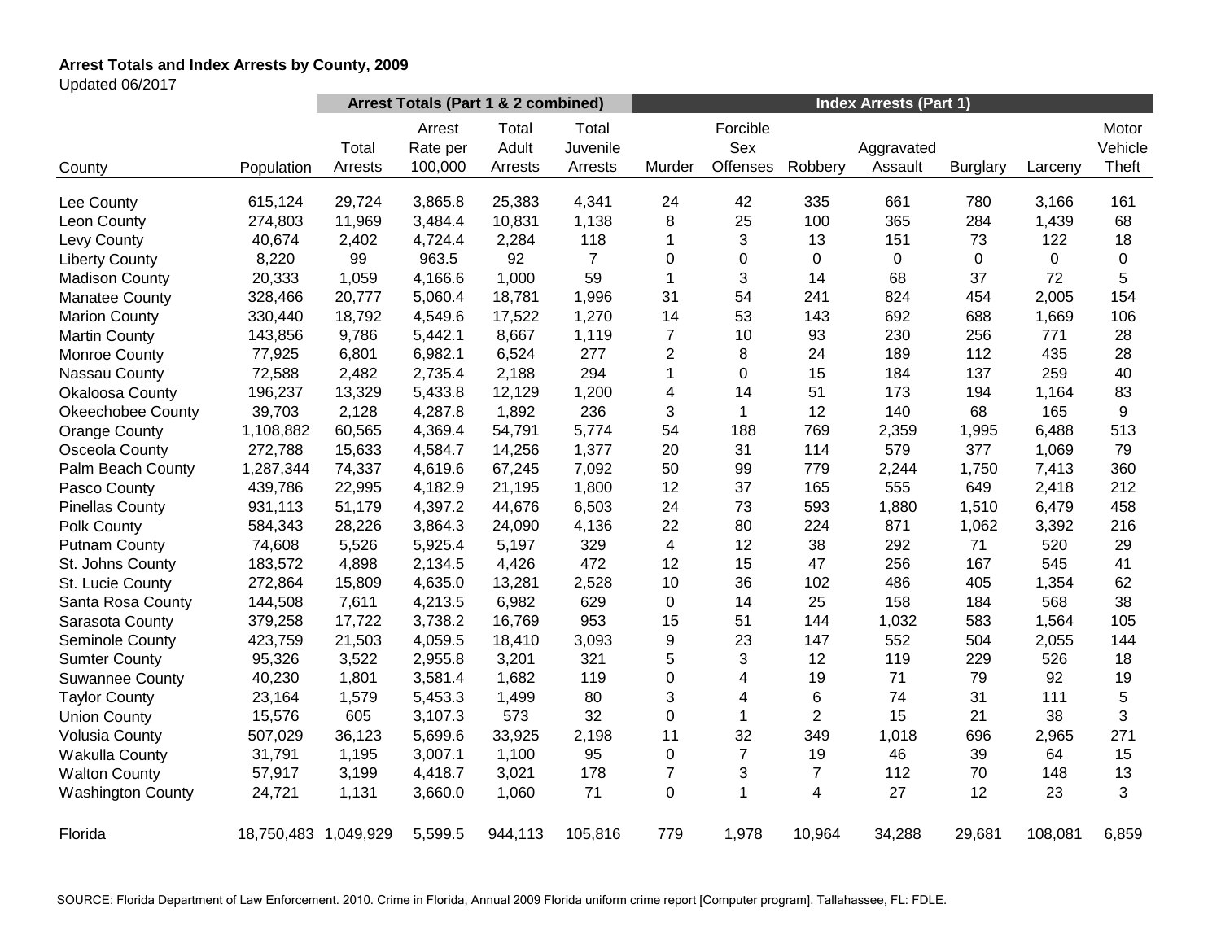**Arrest Totals and Index Arrests by County, 2009**

Updated 06/2017

| | | Arrest Totals (Part 1 & 2 combined) | | | | Index Arrests (Part 1) | | | | | | |
|---|---|---|---|---|---|---|---|---|---|---|---|---|
| County | Population | Total Arrests | Arrest Rate per 100,000 | Total Adult Arrests | Total Juvenile Arrests | Murder | Forcible Sex Offenses | Robbery | Aggravated Assault | Burglary | Larceny | Motor Vehicle Theft |
| Lee County | 615,124 | 29,724 | 3,865.8 | 25,383 | 4,341 | 24 | 42 | 335 | 661 | 780 | 3,166 | 161 |
| Leon County | 274,803 | 11,969 | 3,484.4 | 10,831 | 1,138 | 8 | 25 | 100 | 365 | 284 | 1,439 | 68 |
| Levy County | 40,674 | 2,402 | 4,724.4 | 2,284 | 118 | 1 | 3 | 13 | 151 | 73 | 122 | 18 |
| Liberty County | 8,220 | 99 | 963.5 | 92 | 7 | 0 | 0 | 0 | 0 | 0 | 0 | 0 |
| Madison County | 20,333 | 1,059 | 4,166.6 | 1,000 | 59 | 1 | 3 | 14 | 68 | 37 | 72 | 5 |
| Manatee County | 328,466 | 20,777 | 5,060.4 | 18,781 | 1,996 | 31 | 54 | 241 | 824 | 454 | 2,005 | 154 |
| Marion County | 330,440 | 18,792 | 4,549.6 | 17,522 | 1,270 | 14 | 53 | 143 | 692 | 688 | 1,669 | 106 |
| Martin County | 143,856 | 9,786 | 5,442.1 | 8,667 | 1,119 | 7 | 10 | 93 | 230 | 256 | 771 | 28 |
| Monroe County | 77,925 | 6,801 | 6,982.1 | 6,524 | 277 | 2 | 8 | 24 | 189 | 112 | 435 | 28 |
| Nassau County | 72,588 | 2,482 | 2,735.4 | 2,188 | 294 | 1 | 0 | 15 | 184 | 137 | 259 | 40 |
| Okaloosa County | 196,237 | 13,329 | 5,433.8 | 12,129 | 1,200 | 4 | 14 | 51 | 173 | 194 | 1,164 | 83 |
| Okeechobee County | 39,703 | 2,128 | 4,287.8 | 1,892 | 236 | 3 | 1 | 12 | 140 | 68 | 165 | 9 |
| Orange County | 1,108,882 | 60,565 | 4,369.4 | 54,791 | 5,774 | 54 | 188 | 769 | 2,359 | 1,995 | 6,488 | 513 |
| Osceola County | 272,788 | 15,633 | 4,584.7 | 14,256 | 1,377 | 20 | 31 | 114 | 579 | 377 | 1,069 | 79 |
| Palm Beach County | 1,287,344 | 74,337 | 4,619.6 | 67,245 | 7,092 | 50 | 99 | 779 | 2,244 | 1,750 | 7,413 | 360 |
| Pasco County | 439,786 | 22,995 | 4,182.9 | 21,195 | 1,800 | 12 | 37 | 165 | 555 | 649 | 2,418 | 212 |
| Pinellas County | 931,113 | 51,179 | 4,397.2 | 44,676 | 6,503 | 24 | 73 | 593 | 1,880 | 1,510 | 6,479 | 458 |
| Polk County | 584,343 | 28,226 | 3,864.3 | 24,090 | 4,136 | 22 | 80 | 224 | 871 | 1,062 | 3,392 | 216 |
| Putnam County | 74,608 | 5,526 | 5,925.4 | 5,197 | 329 | 4 | 12 | 38 | 292 | 71 | 520 | 29 |
| St. Johns County | 183,572 | 4,898 | 2,134.5 | 4,426 | 472 | 12 | 15 | 47 | 256 | 167 | 545 | 41 |
| St. Lucie County | 272,864 | 15,809 | 4,635.0 | 13,281 | 2,528 | 10 | 36 | 102 | 486 | 405 | 1,354 | 62 |
| Santa Rosa County | 144,508 | 7,611 | 4,213.5 | 6,982 | 629 | 0 | 14 | 25 | 158 | 184 | 568 | 38 |
| Sarasota County | 379,258 | 17,722 | 3,738.2 | 16,769 | 953 | 15 | 51 | 144 | 1,032 | 583 | 1,564 | 105 |
| Seminole County | 423,759 | 21,503 | 4,059.5 | 18,410 | 3,093 | 9 | 23 | 147 | 552 | 504 | 2,055 | 144 |
| Sumter County | 95,326 | 3,522 | 2,955.8 | 3,201 | 321 | 5 | 3 | 12 | 119 | 229 | 526 | 18 |
| Suwannee County | 40,230 | 1,801 | 3,581.4 | 1,682 | 119 | 0 | 4 | 19 | 71 | 79 | 92 | 19 |
| Taylor County | 23,164 | 1,579 | 5,453.3 | 1,499 | 80 | 3 | 4 | 6 | 74 | 31 | 111 | 5 |
| Union County | 15,576 | 605 | 3,107.3 | 573 | 32 | 0 | 1 | 2 | 15 | 21 | 38 | 3 |
| Volusia County | 507,029 | 36,123 | 5,699.6 | 33,925 | 2,198 | 11 | 32 | 349 | 1,018 | 696 | 2,965 | 271 |
| Wakulla County | 31,791 | 1,195 | 3,007.1 | 1,100 | 95 | 0 | 7 | 19 | 46 | 39 | 64 | 15 |
| Walton County | 57,917 | 3,199 | 4,418.7 | 3,021 | 178 | 7 | 3 | 7 | 112 | 70 | 148 | 13 |
| Washington County | 24,721 | 1,131 | 3,660.0 | 1,060 | 71 | 0 | 1 | 4 | 27 | 12 | 23 | 3 |
| Florida | 18,750,483 | 1,049,929 | 5,599.5 | 944,113 | 105,816 | 779 | 1,978 | 10,964 | 34,288 | 29,681 | 108,081 | 6,859 |

SOURCE: Florida Department of Law Enforcement. 2010. Crime in Florida, Annual 2009 Florida uniform crime report [Computer program]. Tallahassee, FL: FDLE.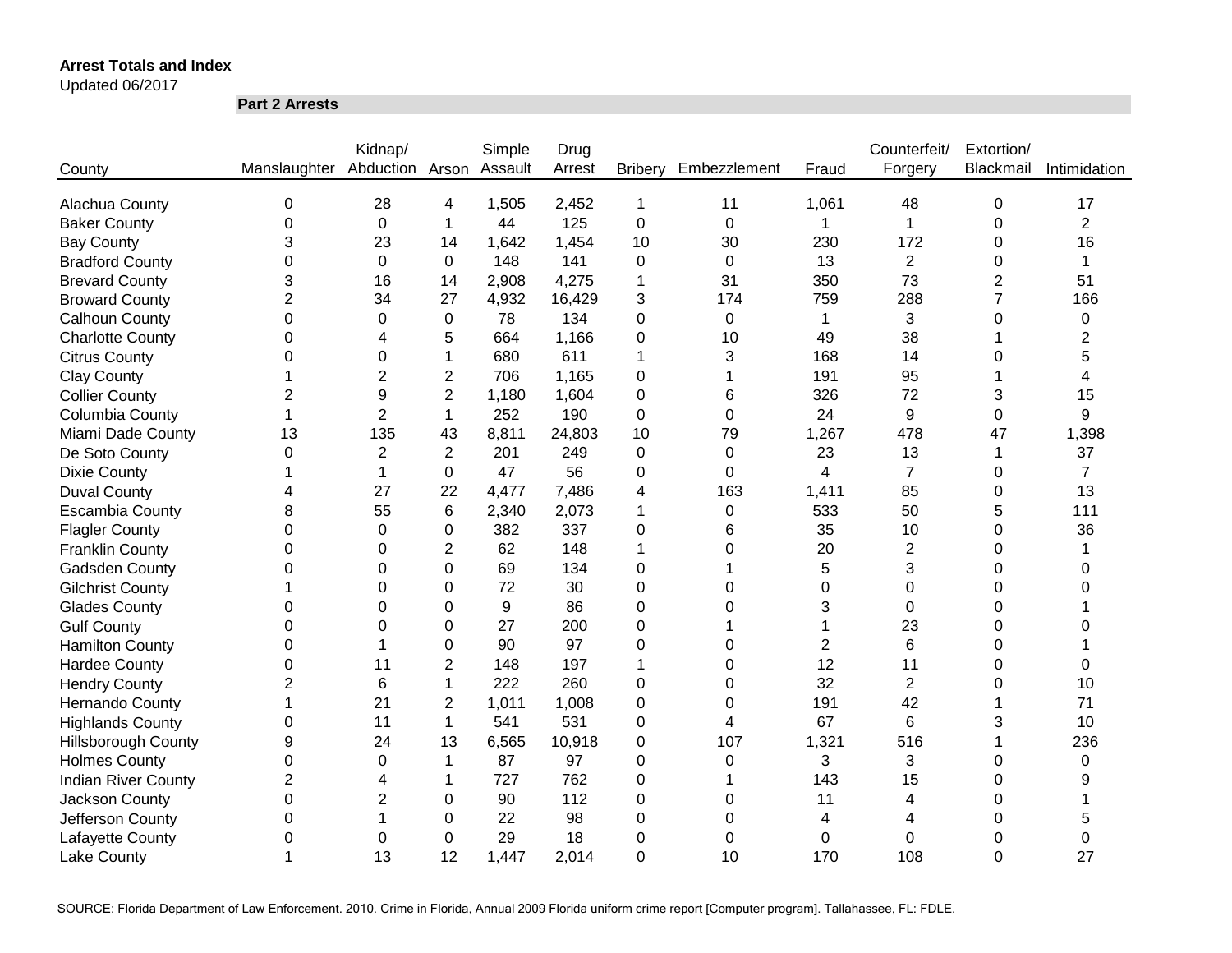**Arrest Totals and Index**

Updated 06/2017

**Part 2 Arrests**

| County | Manslaughter | Kidnap/ Abduction | Arson | Simple Assault | Drug Arrest | Bribery | Embezzlement | Fraud | Counterfeit/ Forgery | Extortion/ Blackmail | Intimidation |
|---|---|---|---|---|---|---|---|---|---|---|---|
| Alachua County | 0 | 28 | 4 | 1,505 | 2,452 | 1 | 11 | 1,061 | 48 | 0 | 17 |
| Baker County | 0 | 0 | 1 | 44 | 125 | 0 | 0 | 1 | 1 | 0 | 2 |
| Bay County | 3 | 23 | 14 | 1,642 | 1,454 | 10 | 30 | 230 | 172 | 0 | 16 |
| Bradford County | 0 | 0 | 0 | 148 | 141 | 0 | 0 | 13 | 2 | 0 | 1 |
| Brevard County | 3 | 16 | 14 | 2,908 | 4,275 | 1 | 31 | 350 | 73 | 2 | 51 |
| Broward County | 2 | 34 | 27 | 4,932 | 16,429 | 3 | 174 | 759 | 288 | 7 | 166 |
| Calhoun County | 0 | 0 | 0 | 78 | 134 | 0 | 0 | 1 | 3 | 0 | 0 |
| Charlotte County | 0 | 4 | 5 | 664 | 1,166 | 0 | 10 | 49 | 38 | 1 | 2 |
| Citrus County | 0 | 0 | 1 | 680 | 611 | 1 | 3 | 168 | 14 | 0 | 5 |
| Clay County | 1 | 2 | 2 | 706 | 1,165 | 0 | 1 | 191 | 95 | 1 | 4 |
| Collier County | 2 | 9 | 2 | 1,180 | 1,604 | 0 | 6 | 326 | 72 | 3 | 15 |
| Columbia County | 1 | 2 | 1 | 252 | 190 | 0 | 0 | 24 | 9 | 0 | 9 |
| Miami Dade County | 13 | 135 | 43 | 8,811 | 24,803 | 10 | 79 | 1,267 | 478 | 47 | 1,398 |
| De Soto County | 0 | 2 | 2 | 201 | 249 | 0 | 0 | 23 | 13 | 1 | 37 |
| Dixie County | 1 | 1 | 0 | 47 | 56 | 0 | 0 | 4 | 7 | 0 | 7 |
| Duval County | 4 | 27 | 22 | 4,477 | 7,486 | 4 | 163 | 1,411 | 85 | 0 | 13 |
| Escambia County | 8 | 55 | 6 | 2,340 | 2,073 | 1 | 0 | 533 | 50 | 5 | 111 |
| Flagler County | 0 | 0 | 0 | 382 | 337 | 0 | 6 | 35 | 10 | 0 | 36 |
| Franklin County | 0 | 0 | 2 | 62 | 148 | 1 | 0 | 20 | 2 | 0 | 1 |
| Gadsden County | 0 | 0 | 0 | 69 | 134 | 0 | 1 | 5 | 3 | 0 | 0 |
| Gilchrist County | 1 | 0 | 0 | 72 | 30 | 0 | 0 | 0 | 0 | 0 | 0 |
| Glades County | 0 | 0 | 0 | 9 | 86 | 0 | 0 | 3 | 0 | 0 | 1 |
| Gulf County | 0 | 0 | 0 | 27 | 200 | 0 | 1 | 1 | 23 | 0 | 0 |
| Hamilton County | 0 | 1 | 0 | 90 | 97 | 0 | 0 | 2 | 6 | 0 | 1 |
| Hardee County | 0 | 11 | 2 | 148 | 197 | 1 | 0 | 12 | 11 | 0 | 0 |
| Hendry County | 2 | 6 | 1 | 222 | 260 | 0 | 0 | 32 | 2 | 0 | 10 |
| Hernando County | 1 | 21 | 2 | 1,011 | 1,008 | 0 | 0 | 191 | 42 | 1 | 71 |
| Highlands County | 0 | 11 | 1 | 541 | 531 | 0 | 4 | 67 | 6 | 3 | 10 |
| Hillsborough County | 9 | 24 | 13 | 6,565 | 10,918 | 0 | 107 | 1,321 | 516 | 1 | 236 |
| Holmes County | 0 | 0 | 1 | 87 | 97 | 0 | 0 | 3 | 3 | 0 | 0 |
| Indian River County | 2 | 4 | 1 | 727 | 762 | 0 | 1 | 143 | 15 | 0 | 9 |
| Jackson County | 0 | 2 | 0 | 90 | 112 | 0 | 0 | 11 | 4 | 0 | 1 |
| Jefferson County | 0 | 1 | 0 | 22 | 98 | 0 | 0 | 4 | 4 | 0 | 5 |
| Lafayette County | 0 | 0 | 0 | 29 | 18 | 0 | 0 | 0 | 0 | 0 | 0 |
| Lake County | 1 | 13 | 12 | 1,447 | 2,014 | 0 | 10 | 170 | 108 | 0 | 27 |

SOURCE: Florida Department of Law Enforcement. 2010. Crime in Florida, Annual 2009 Florida uniform crime report [Computer program]. Tallahassee, FL: FDLE.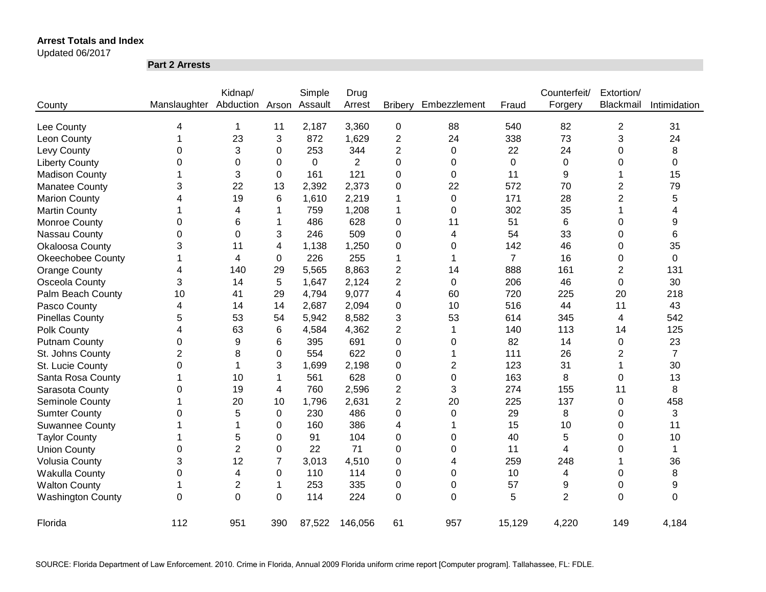**Arrest Totals and Index**
Updated 06/2017

| County | Manslaughter | Kidnap/ Abduction | Arson | Simple Assault | Drug Arrest | Bribery | Embezzlement | Fraud | Counterfeit/ Forgery | Extortion/ Blackmail | Intimidation |
|---|---|---|---|---|---|---|---|---|---|---|---|
| | **Part 2 Arrests** | | | | | | | | | | |
| Lee County | 4 | 1 | 11 | 2,187 | 3,360 | 0 | 88 | 540 | 82 | 2 | 31 |
| Leon County | 1 | 23 | 3 | 872 | 1,629 | 2 | 24 | 338 | 73 | 3 | 24 |
| Levy County | 0 | 3 | 0 | 253 | 344 | 2 | 0 | 22 | 24 | 0 | 8 |
| Liberty County | 0 | 0 | 0 | 0 | 2 | 0 | 0 | 0 | 0 | 0 | 0 |
| Madison County | 1 | 3 | 0 | 161 | 121 | 0 | 0 | 11 | 9 | 1 | 15 |
| Manatee County | 3 | 22 | 13 | 2,392 | 2,373 | 0 | 22 | 572 | 70 | 2 | 79 |
| Marion County | 4 | 19 | 6 | 1,610 | 2,219 | 1 | 0 | 171 | 28 | 2 | 5 |
| Martin County | 1 | 4 | 1 | 759 | 1,208 | 1 | 0 | 302 | 35 | 1 | 4 |
| Monroe County | 0 | 6 | 1 | 486 | 628 | 0 | 11 | 51 | 6 | 0 | 9 |
| Nassau County | 0 | 0 | 3 | 246 | 509 | 0 | 4 | 54 | 33 | 0 | 6 |
| Okaloosa County | 3 | 11 | 4 | 1,138 | 1,250 | 0 | 0 | 142 | 46 | 0 | 35 |
| Okeechobee County | 1 | 4 | 0 | 226 | 255 | 1 | 1 | 7 | 16 | 0 | 0 |
| Orange County | 4 | 140 | 29 | 5,565 | 8,863 | 2 | 14 | 888 | 161 | 2 | 131 |
| Osceola County | 3 | 14 | 5 | 1,647 | 2,124 | 2 | 0 | 206 | 46 | 0 | 30 |
| Palm Beach County | 10 | 41 | 29 | 4,794 | 9,077 | 4 | 60 | 720 | 225 | 20 | 218 |
| Pasco County | 4 | 14 | 14 | 2,687 | 2,094 | 0 | 10 | 516 | 44 | 11 | 43 |
| Pinellas County | 5 | 53 | 54 | 5,942 | 8,582 | 3 | 53 | 614 | 345 | 4 | 542 |
| Polk County | 4 | 63 | 6 | 4,584 | 4,362 | 2 | 1 | 140 | 113 | 14 | 125 |
| Putnam County | 0 | 9 | 6 | 395 | 691 | 0 | 0 | 82 | 14 | 0 | 23 |
| St. Johns County | 2 | 8 | 0 | 554 | 622 | 0 | 1 | 111 | 26 | 2 | 7 |
| St. Lucie County | 0 | 1 | 3 | 1,699 | 2,198 | 0 | 2 | 123 | 31 | 1 | 30 |
| Santa Rosa County | 1 | 10 | 1 | 561 | 628 | 0 | 0 | 163 | 8 | 0 | 13 |
| Sarasota County | 0 | 19 | 4 | 760 | 2,596 | 2 | 3 | 274 | 155 | 11 | 8 |
| Seminole County | 1 | 20 | 10 | 1,796 | 2,631 | 2 | 20 | 225 | 137 | 0 | 458 |
| Sumter County | 0 | 5 | 0 | 230 | 486 | 0 | 0 | 29 | 8 | 0 | 3 |
| Suwannee County | 1 | 1 | 0 | 160 | 386 | 4 | 1 | 15 | 10 | 0 | 11 |
| Taylor County | 1 | 5 | 0 | 91 | 104 | 0 | 0 | 40 | 5 | 0 | 10 |
| Union County | 0 | 2 | 0 | 22 | 71 | 0 | 0 | 11 | 4 | 0 | 1 |
| Volusia County | 3 | 12 | 7 | 3,013 | 4,510 | 0 | 4 | 259 | 248 | 1 | 36 |
| Wakulla County | 0 | 4 | 0 | 110 | 114 | 0 | 0 | 10 | 4 | 0 | 8 |
| Walton County | 1 | 2 | 1 | 253 | 335 | 0 | 0 | 57 | 9 | 0 | 9 |
| Washington County | 0 | 0 | 0 | 114 | 224 | 0 | 0 | 5 | 2 | 0 | 0 |
| Florida | 112 | 951 | 390 | 87,522 | 146,056 | 61 | 957 | 15,129 | 4,220 | 149 | 4,184 |

SOURCE: Florida Department of Law Enforcement. 2010. Crime in Florida, Annual 2009 Florida uniform crime report [Computer program]. Tallahassee, FL: FDLE.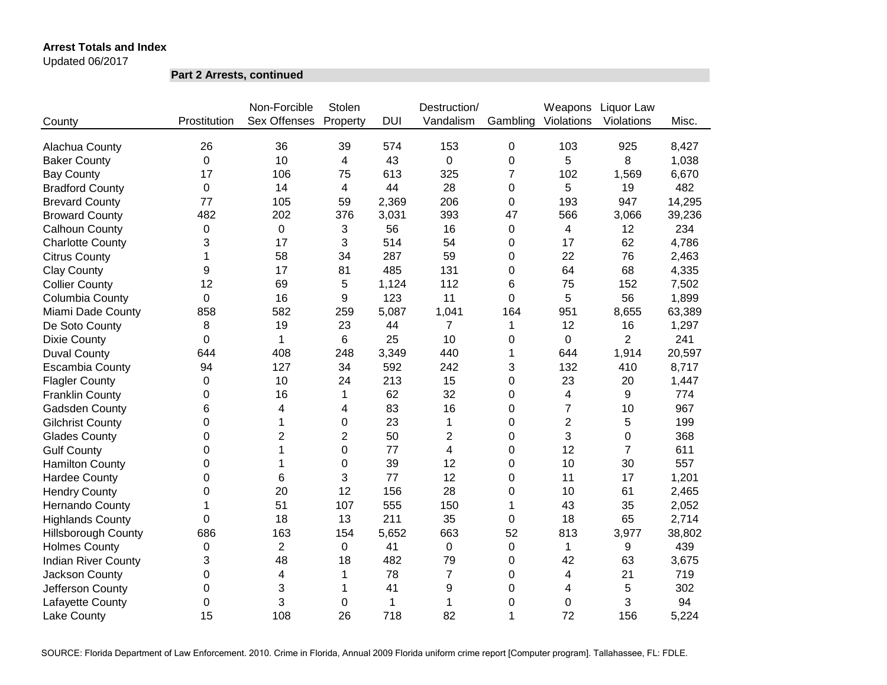**Arrest Totals and Index**
Updated 06/2017

**Part 2 Arrests, continued**

| County | Prostitution | Non-Forcible Sex Offenses | Stolen Property | DUI | Destruction/ Vandalism | Gambling | Weapons Violations | Liquor Law Violations | Misc. |
|---|---|---|---|---|---|---|---|---|---|
| Alachua County | 26 | 36 | 39 | 574 | 153 | 0 | 103 | 925 | 8,427 |
| Baker County | 0 | 10 | 4 | 43 | 0 | 0 | 5 | 8 | 1,038 |
| Bay County | 17 | 106 | 75 | 613 | 325 | 7 | 102 | 1,569 | 6,670 |
| Bradford County | 0 | 14 | 4 | 44 | 28 | 0 | 5 | 19 | 482 |
| Brevard County | 77 | 105 | 59 | 2,369 | 206 | 0 | 193 | 947 | 14,295 |
| Broward County | 482 | 202 | 376 | 3,031 | 393 | 47 | 566 | 3,066 | 39,236 |
| Calhoun County | 0 | 0 | 3 | 56 | 16 | 0 | 4 | 12 | 234 |
| Charlotte County | 3 | 17 | 3 | 514 | 54 | 0 | 17 | 62 | 4,786 |
| Citrus County | 1 | 58 | 34 | 287 | 59 | 0 | 22 | 76 | 2,463 |
| Clay County | 9 | 17 | 81 | 485 | 131 | 0 | 64 | 68 | 4,335 |
| Collier County | 12 | 69 | 5 | 1,124 | 112 | 6 | 75 | 152 | 7,502 |
| Columbia County | 0 | 16 | 9 | 123 | 11 | 0 | 5 | 56 | 1,899 |
| Miami Dade County | 858 | 582 | 259 | 5,087 | 1,041 | 164 | 951 | 8,655 | 63,389 |
| De Soto County | 8 | 19 | 23 | 44 | 7 | 1 | 12 | 16 | 1,297 |
| Dixie County | 0 | 1 | 6 | 25 | 10 | 0 | 0 | 2 | 241 |
| Duval County | 644 | 408 | 248 | 3,349 | 440 | 1 | 644 | 1,914 | 20,597 |
| Escambia County | 94 | 127 | 34 | 592 | 242 | 3 | 132 | 410 | 8,717 |
| Flagler County | 0 | 10 | 24 | 213 | 15 | 0 | 23 | 20 | 1,447 |
| Franklin County | 0 | 16 | 1 | 62 | 32 | 0 | 4 | 9 | 774 |
| Gadsden County | 6 | 4 | 4 | 83 | 16 | 0 | 7 | 10 | 967 |
| Gilchrist County | 0 | 1 | 0 | 23 | 1 | 0 | 2 | 5 | 199 |
| Glades County | 0 | 2 | 2 | 50 | 2 | 0 | 3 | 0 | 368 |
| Gulf County | 0 | 1 | 0 | 77 | 4 | 0 | 12 | 7 | 611 |
| Hamilton County | 0 | 1 | 0 | 39 | 12 | 0 | 10 | 30 | 557 |
| Hardee County | 0 | 6 | 3 | 77 | 12 | 0 | 11 | 17 | 1,201 |
| Hendry County | 0 | 20 | 12 | 156 | 28 | 0 | 10 | 61 | 2,465 |
| Hernando County | 1 | 51 | 107 | 555 | 150 | 1 | 43 | 35 | 2,052 |
| Highlands County | 0 | 18 | 13 | 211 | 35 | 0 | 18 | 65 | 2,714 |
| Hillsborough County | 686 | 163 | 154 | 5,652 | 663 | 52 | 813 | 3,977 | 38,802 |
| Holmes County | 0 | 2 | 0 | 41 | 0 | 0 | 1 | 9 | 439 |
| Indian River County | 3 | 48 | 18 | 482 | 79 | 0 | 42 | 63 | 3,675 |
| Jackson County | 0 | 4 | 1 | 78 | 7 | 0 | 4 | 21 | 719 |
| Jefferson County | 0 | 3 | 1 | 41 | 9 | 0 | 4 | 5 | 302 |
| Lafayette County | 0 | 3 | 0 | 1 | 1 | 0 | 0 | 3 | 94 |
| Lake County | 15 | 108 | 26 | 718 | 82 | 1 | 72 | 156 | 5,224 |

SOURCE: Florida Department of Law Enforcement. 2010. Crime in Florida, Annual 2009 Florida uniform crime report [Computer program]. Tallahassee, FL: FDLE.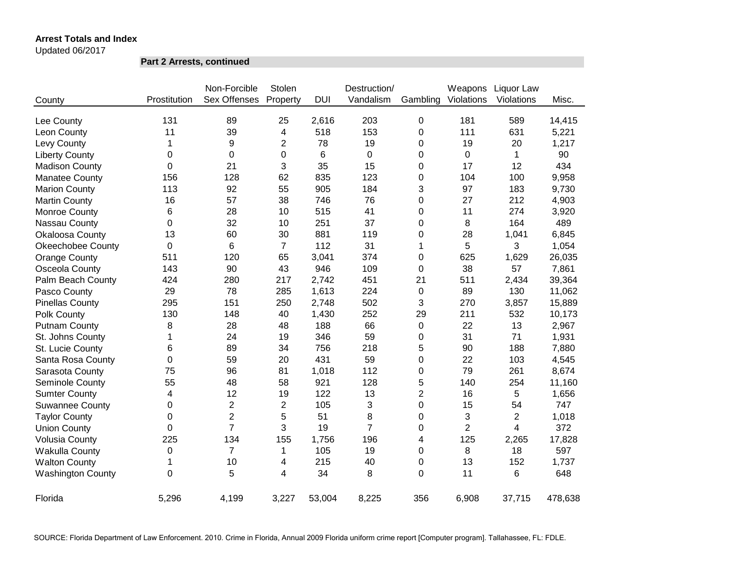**Arrest Totals and Index**

Updated 06/2017

**Part 2 Arrests, continued**

| County | Prostitution | Non-Forcible Sex Offenses | Stolen Property | DUI | Destruction/ Vandalism | Gambling | Weapons Violations | Liquor Law Violations | Misc. |
|---|---|---|---|---|---|---|---|---|---|
| Lee County | 131 | 89 | 25 | 2,616 | 203 | 0 | 181 | 589 | 14,415 |
| Leon County | 11 | 39 | 4 | 518 | 153 | 0 | 111 | 631 | 5,221 |
| Levy County | 1 | 9 | 2 | 78 | 19 | 0 | 19 | 20 | 1,217 |
| Liberty County | 0 | 0 | 0 | 6 | 0 | 0 | 0 | 1 | 90 |
| Madison County | 0 | 21 | 3 | 35 | 15 | 0 | 17 | 12 | 434 |
| Manatee County | 156 | 128 | 62 | 835 | 123 | 0 | 104 | 100 | 9,958 |
| Marion County | 113 | 92 | 55 | 905 | 184 | 3 | 97 | 183 | 9,730 |
| Martin County | 16 | 57 | 38 | 746 | 76 | 0 | 27 | 212 | 4,903 |
| Monroe County | 6 | 28 | 10 | 515 | 41 | 0 | 11 | 274 | 3,920 |
| Nassau County | 0 | 32 | 10 | 251 | 37 | 0 | 8 | 164 | 489 |
| Okaloosa County | 13 | 60 | 30 | 881 | 119 | 0 | 28 | 1,041 | 6,845 |
| Okeechobee County | 0 | 6 | 7 | 112 | 31 | 1 | 5 | 3 | 1,054 |
| Orange County | 511 | 120 | 65 | 3,041 | 374 | 0 | 625 | 1,629 | 26,035 |
| Osceola County | 143 | 90 | 43 | 946 | 109 | 0 | 38 | 57 | 7,861 |
| Palm Beach County | 424 | 280 | 217 | 2,742 | 451 | 21 | 511 | 2,434 | 39,364 |
| Pasco County | 29 | 78 | 285 | 1,613 | 224 | 0 | 89 | 130 | 11,062 |
| Pinellas County | 295 | 151 | 250 | 2,748 | 502 | 3 | 270 | 3,857 | 15,889 |
| Polk County | 130 | 148 | 40 | 1,430 | 252 | 29 | 211 | 532 | 10,173 |
| Putnam County | 8 | 28 | 48 | 188 | 66 | 0 | 22 | 13 | 2,967 |
| St. Johns County | 1 | 24 | 19 | 346 | 59 | 0 | 31 | 71 | 1,931 |
| St. Lucie County | 6 | 89 | 34 | 756 | 218 | 5 | 90 | 188 | 7,880 |
| Santa Rosa County | 0 | 59 | 20 | 431 | 59 | 0 | 22 | 103 | 4,545 |
| Sarasota County | 75 | 96 | 81 | 1,018 | 112 | 0 | 79 | 261 | 8,674 |
| Seminole County | 55 | 48 | 58 | 921 | 128 | 5 | 140 | 254 | 11,160 |
| Sumter County | 4 | 12 | 19 | 122 | 13 | 2 | 16 | 5 | 1,656 |
| Suwannee County | 0 | 2 | 2 | 105 | 3 | 0 | 15 | 54 | 747 |
| Taylor County | 0 | 2 | 5 | 51 | 8 | 0 | 3 | 2 | 1,018 |
| Union County | 0 | 7 | 3 | 19 | 7 | 0 | 2 | 4 | 372 |
| Volusia County | 225 | 134 | 155 | 1,756 | 196 | 4 | 125 | 2,265 | 17,828 |
| Wakulla County | 0 | 7 | 1 | 105 | 19 | 0 | 8 | 18 | 597 |
| Walton County | 1 | 10 | 4 | 215 | 40 | 0 | 13 | 152 | 1,737 |
| Washington County | 0 | 5 | 4 | 34 | 8 | 0 | 11 | 6 | 648 |
| Florida | 5,296 | 4,199 | 3,227 | 53,004 | 8,225 | 356 | 6,908 | 37,715 | 478,638 |

SOURCE: Florida Department of Law Enforcement. 2010. Crime in Florida, Annual 2009 Florida uniform crime report [Computer program]. Tallahassee, FL: FDLE.